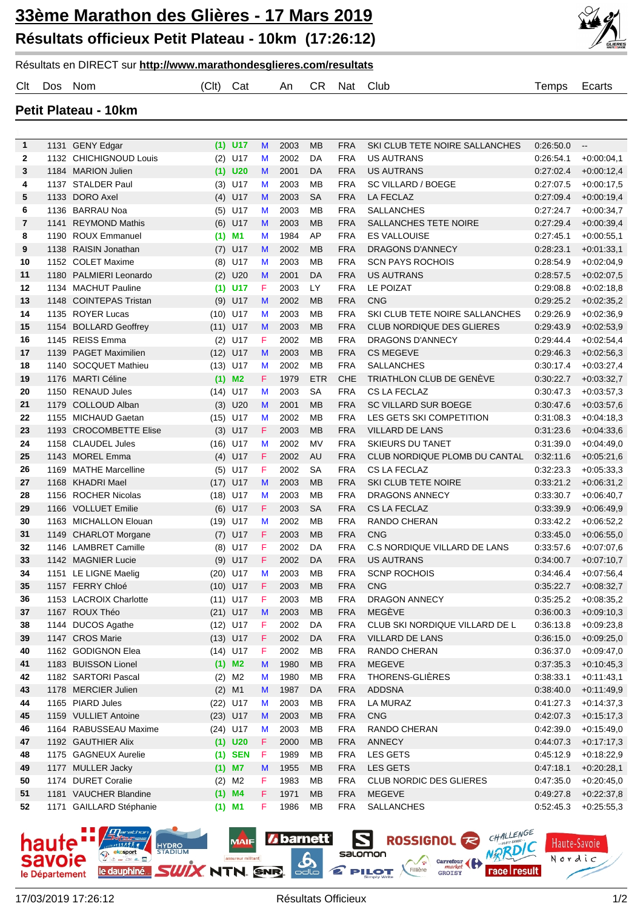# 33ème Marathon des Glières - 17 Mars 2019

## Résultats officieux Petit Plateau - 10km (17:26:12)

Résultats en DIRECT sur **http://www.marathondesglieres.com/resultats**

### Petit Plateau - 10km

| Clt | Dos | Nom | (Clt) | Cat | | An | CR | Nat | Club | Temps | Ecarts |
|---|---|---|---|---|---|---|---|---|---|---|---|
| 1 | 1131 | GENY Edgar | (1) | U17 | M | 2003 | MB | FRA | SKI CLUB TETE NOIRE SALLANCHES | 0:26:50.0 | -- |
| 2 | 1132 | CHICHIGNOUD Louis | (2) | U17 | M | 2002 | DA | FRA | US AUTRANS | 0:26:54.1 | +0:00:04,1 |
| 3 | 1184 | MARION Julien | (1) | U20 | M | 2001 | DA | FRA | US AUTRANS | 0:27:02.4 | +0:00:12,4 |
| 4 | 1137 | STALDER Paul | (3) | U17 | M | 2003 | MB | FRA | SC VILLARD / BOEGE | 0:27:07.5 | +0:00:17,5 |
| 5 | 1133 | DORO Axel | (4) | U17 | M | 2003 | SA | FRA | LA FECLAZ | 0:27:09.4 | +0:00:19,4 |
| 6 | 1136 | BARRAU Noa | (5) | U17 | M | 2003 | MB | FRA | SALLANCHES | 0:27:24.7 | +0:00:34,7 |
| 7 | 1141 | REYMOND Mathis | (6) | U17 | M | 2003 | MB | FRA | SALLANCHES TETE NOIRE | 0:27:29.4 | +0:00:39,4 |
| 8 | 1190 | ROUX Emmanuel | (1) | M1 | M | 1984 | AP | FRA | ES VALLOUISE | 0:27:45.1 | +0:00:55,1 |
| 9 | 1138 | RAISIN Jonathan | (7) | U17 | M | 2002 | MB | FRA | DRAGONS D'ANNECY | 0:28:23.1 | +0:01:33,1 |
| 10 | 1152 | COLET Maxime | (8) | U17 | M | 2003 | MB | FRA | SCN PAYS ROCHOIS | 0:28:54.9 | +0:02:04,9 |
| 11 | 1180 | PALMIERI Leonardo | (2) | U20 | M | 2001 | DA | FRA | US AUTRANS | 0:28:57.5 | +0:02:07,5 |
| 12 | 1134 | MACHUT Pauline | (1) | U17 | F | 2003 | LY | FRA | LE POIZAT | 0:29:08.8 | +0:02:18,8 |
| 13 | 1148 | COINTEPAS Tristan | (9) | U17 | M | 2002 | MB | FRA | CNG | 0:29:25.2 | +0:02:35,2 |
| 14 | 1135 | ROYER Lucas | (10) | U17 | M | 2003 | MB | FRA | SKI CLUB TETE NOIRE SALLANCHES | 0:29:26.9 | +0:02:36,9 |
| 15 | 1154 | BOLLARD Geoffrey | (11) | U17 | M | 2003 | MB | FRA | CLUB NORDIQUE DES GLIERES | 0:29:43.9 | +0:02:53,9 |
| 16 | 1145 | REISS Emma | (2) | U17 | F | 2002 | MB | FRA | DRAGONS D'ANNECY | 0:29:44.4 | +0:02:54,4 |
| 17 | 1139 | PAGET Maximilien | (12) | U17 | M | 2003 | MB | FRA | CS MEGEVE | 0:29:46.3 | +0:02:56,3 |
| 18 | 1140 | SOCQUET Mathieu | (13) | U17 | M | 2002 | MB | FRA | SALLANCHES | 0:30:17.4 | +0:03:27,4 |
| 19 | 1176 | MARTI Céline | (1) | M2 | F | 1979 | ETR | CHE | TRIATHLON CLUB DE GENÈVE | 0:30:22.7 | +0:03:32,7 |
| 20 | 1150 | RENAUD Jules | (14) | U17 | M | 2003 | SA | FRA | CS LA FECLAZ | 0:30:47.3 | +0:03:57,3 |
| 21 | 1179 | COLLOUD Alban | (3) | U20 | M | 2001 | MB | FRA | SC VILLARD SUR BOEGE | 0:30:47.6 | +0:03:57,6 |
| 22 | 1155 | MICHAUD Gaetan | (15) | U17 | M | 2002 | MB | FRA | LES GETS SKI COMPETITION | 0:31:08.3 | +0:04:18,3 |
| 23 | 1193 | CROCOMBETTE Elise | (3) | U17 | F | 2003 | MB | FRA | VILLARD DE LANS | 0:31:23.6 | +0:04:33,6 |
| 24 | 1158 | CLAUDEL Jules | (16) | U17 | M | 2002 | MV | FRA | SKIEURS DU TANET | 0:31:39.0 | +0:04:49,0 |
| 25 | 1143 | MOREL Emma | (4) | U17 | F | 2002 | AU | FRA | CLUB NORDIQUE PLOMB DU CANTAL | 0:32:11.6 | +0:05:21,6 |
| 26 | 1169 | MATHE Marcelline | (5) | U17 | F | 2002 | SA | FRA | CS LA FECLAZ | 0:32:23.3 | +0:05:33,3 |
| 27 | 1168 | KHADRI Mael | (17) | U17 | M | 2003 | MB | FRA | SKI CLUB TETE NOIRE | 0:33:21.2 | +0:06:31,2 |
| 28 | 1156 | ROCHER Nicolas | (18) | U17 | M | 2003 | MB | FRA | DRAGONS ANNECY | 0:33:30.7 | +0:06:40,7 |
| 29 | 1166 | VOLLUET Emilie | (6) | U17 | F | 2003 | SA | FRA | CS LA FECLAZ | 0:33:39.9 | +0:06:49,9 |
| 30 | 1163 | MICHALLON Elouan | (19) | U17 | M | 2002 | MB | FRA | RANDO CHERAN | 0:33:42.2 | +0:06:52,2 |
| 31 | 1149 | CHARLOT Morgane | (7) | U17 | F | 2003 | MB | FRA | CNG | 0:33:45.0 | +0:06:55,0 |
| 32 | 1146 | LAMBRET Camille | (8) | U17 | F | 2002 | DA | FRA | C.S NORDIQUE VILLARD DE LANS | 0:33:57.6 | +0:07:07,6 |
| 33 | 1142 | MAGNIER Lucie | (9) | U17 | F | 2002 | DA | FRA | US AUTRANS | 0:34:00.7 | +0:07:10,7 |
| 34 | 1151 | LE LIGNE Maelig | (20) | U17 | M | 2003 | MB | FRA | SCNP ROCHOIS | 0:34:46.4 | +0:07:56,4 |
| 35 | 1157 | FERRY Chloé | (10) | U17 | F | 2003 | MB | FRA | CNG | 0:35:22.7 | +0:08:32,7 |
| 36 | 1153 | LACROIX Charlotte | (11) | U17 | F | 2003 | MB | FRA | DRAGON ANNECY | 0:35:25.2 | +0:08:35,2 |
| 37 | 1167 | ROUX Théo | (21) | U17 | M | 2003 | MB | FRA | MEGÈVE | 0:36:00.3 | +0:09:10,3 |
| 38 | 1144 | DUCOS Agathe | (12) | U17 | F | 2002 | DA | FRA | CLUB SKI NORDIQUE VILLARD DE L | 0:36:13.8 | +0:09:23,8 |
| 39 | 1147 | CROS Marie | (13) | U17 | F | 2002 | DA | FRA | VILLARD DE LANS | 0:36:15.0 | +0:09:25,0 |
| 40 | 1162 | GODIGNON Elea | (14) | U17 | F | 2002 | MB | FRA | RANDO CHERAN | 0:36:37.0 | +0:09:47,0 |
| 41 | 1183 | BUISSON Lionel | (1) | M2 | M | 1980 | MB | FRA | MEGEVE | 0:37:35.3 | +0:10:45,3 |
| 42 | 1182 | SARTORI Pascal | (2) | M2 | M | 1980 | MB | FRA | THORENS-GLIÈRES | 0:38:33.1 | +0:11:43,1 |
| 43 | 1178 | MERCIER Julien | (2) | M1 | M | 1987 | DA | FRA | ADDSNA | 0:38:40.0 | +0:11:49,9 |
| 44 | 1165 | PIARD Jules | (22) | U17 | M | 2003 | MB | FRA | LA MURAZ | 0:41:27.3 | +0:14:37,3 |
| 45 | 1159 | VULLIET Antoine | (23) | U17 | M | 2003 | MB | FRA | CNG | 0:42:07.3 | +0:15:17,3 |
| 46 | 1164 | RABUSSEAU Maxime | (24) | U17 | M | 2003 | MB | FRA | RANDO CHERAN | 0:42:39.0 | +0:15:49,0 |
| 47 | 1192 | GAUTHIER Alix | (1) | U20 | F | 2000 | MB | FRA | ANNECY | 0:44:07.3 | +0:17:17,3 |
| 48 | 1175 | GAGNEUX Aurelie | (1) | SEN | F | 1989 | MB | FRA | LES GETS | 0:45:12.9 | +0:18:22,9 |
| 49 | 1177 | MULLER Jacky | (1) | M7 | M | 1955 | MB | FRA | LES GETS | 0:47:18.1 | +0:20:28,1 |
| 50 | 1174 | DURET Coralie | (2) | M2 | F | 1983 | MB | FRA | CLUB NORDIC DES GLIERES | 0:47:35.0 | +0:20:45,0 |
| 51 | 1181 | VAUCHER Blandine | (1) | M4 | F | 1971 | MB | FRA | MEGEVE | 0:49:27.8 | +0:22:37,8 |
| 52 | 1171 | GAILLARD Stéphanie | (1) | M1 | F | 1986 | MB | FRA | SALLANCHES | 0:52:45.3 | +0:25:55,3 |

17/03/2019 17:26:12 Résultats Officieux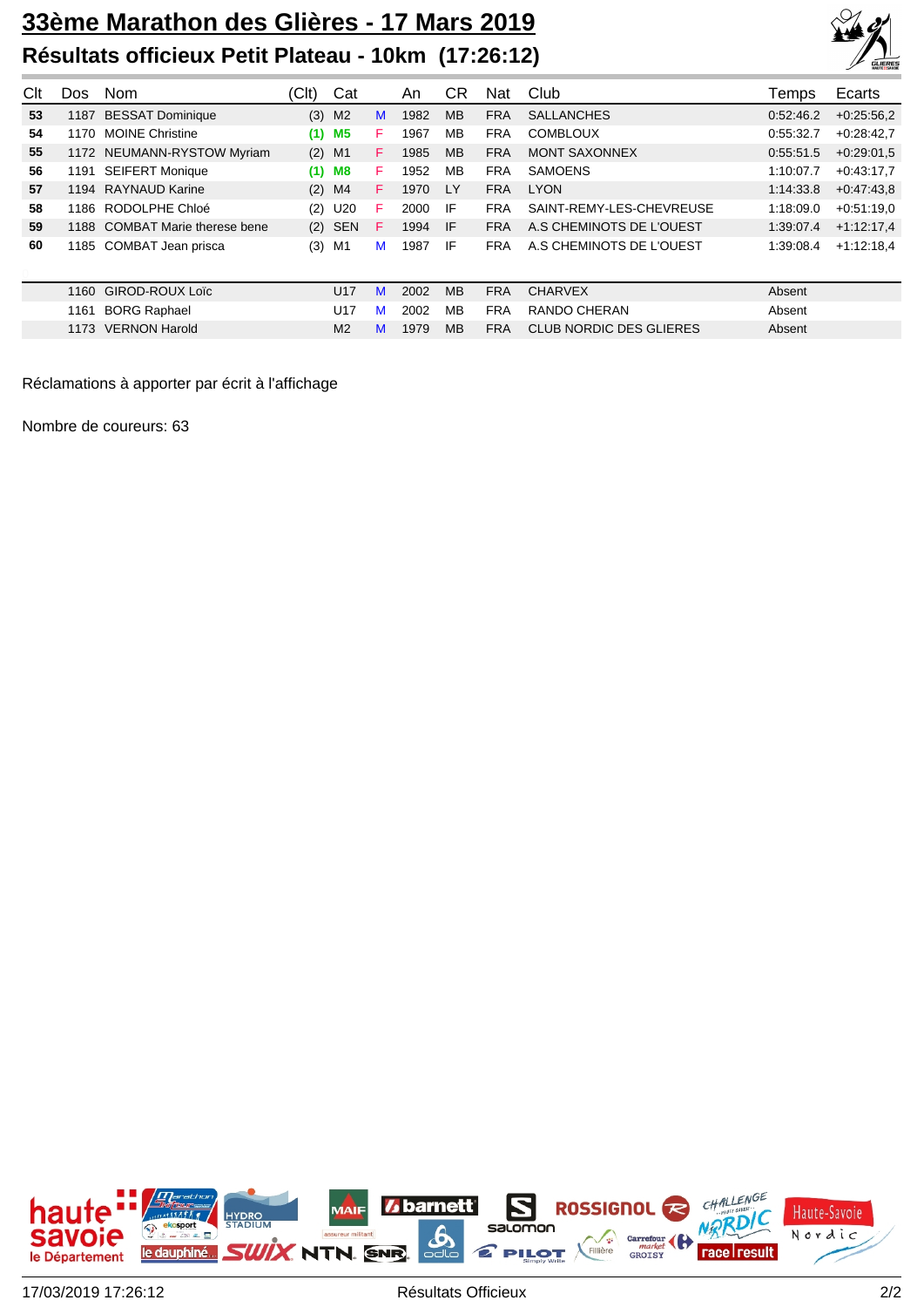# 33ème Marathon des Glières - 17 Mars 2019

## Résultats officieux Petit Plateau - 10km (17:26:12)

| Clt | Dos | Nom | (Clt) | Cat | | An | CR | Nat | Club | Temps | Ecarts |
|---|---|---|---|---|---|---|---|---|---|---|---|
| 53 | 1187 | BESSAT Dominique | (3) | M2 | M | 1982 | MB | FRA | SALLANCHES | 0:52:46.2 | +0:25:56,2 |
| 54 | 1170 | MOINE Christine | (1) | M5 | F | 1967 | MB | FRA | COMBLOUX | 0:55:32.7 | +0:28:42,7 |
| 55 | 1172 | NEUMANN-RYSTOW Myriam | (2) | M1 | F | 1985 | MB | FRA | MONT SAXONNEX | 0:55:51.5 | +0:29:01,5 |
| 56 | 1191 | SEIFERT Monique | (1) | M8 | F | 1952 | MB | FRA | SAMOENS | 1:10:07.7 | +0:43:17,7 |
| 57 | 1194 | RAYNAUD Karine | (2) | M4 | F | 1970 | LY | FRA | LYON | 1:14:33.8 | +0:47:43,8 |
| 58 | 1186 | RODOLPHE Chloé | (2) | U20 | F | 2000 | IF | FRA | SAINT-REMY-LES-CHEVREUSE | 1:18:09.0 | +0:51:19,0 |
| 59 | 1188 | COMBAT Marie therese bene | (2) | SEN | F | 1994 | IF | FRA | A.S CHEMINOTS DE L'OUEST | 1:39:07.4 | +1:12:17,4 |
| 60 | 1185 | COMBAT Jean prisca | (3) | M1 | M | 1987 | IF | FRA | A.S CHEMINOTS DE L'OUEST | 1:39:08.4 | +1:12:18,4 |
| | 1160 | GIROD-ROUX Loïc | | U17 | M | 2002 | MB | FRA | CHARVEX | Absent | |
| | 1161 | BORG Raphael | | U17 | M | 2002 | MB | FRA | RANDO CHERAN | Absent | |
| | 1173 | VERNON Harold | | M2 | M | 1979 | MB | FRA | CLUB NORDIC DES GLIERES | Absent | |

Réclamations à apporter par écrit à l'affichage

Nombre de coureurs: 63